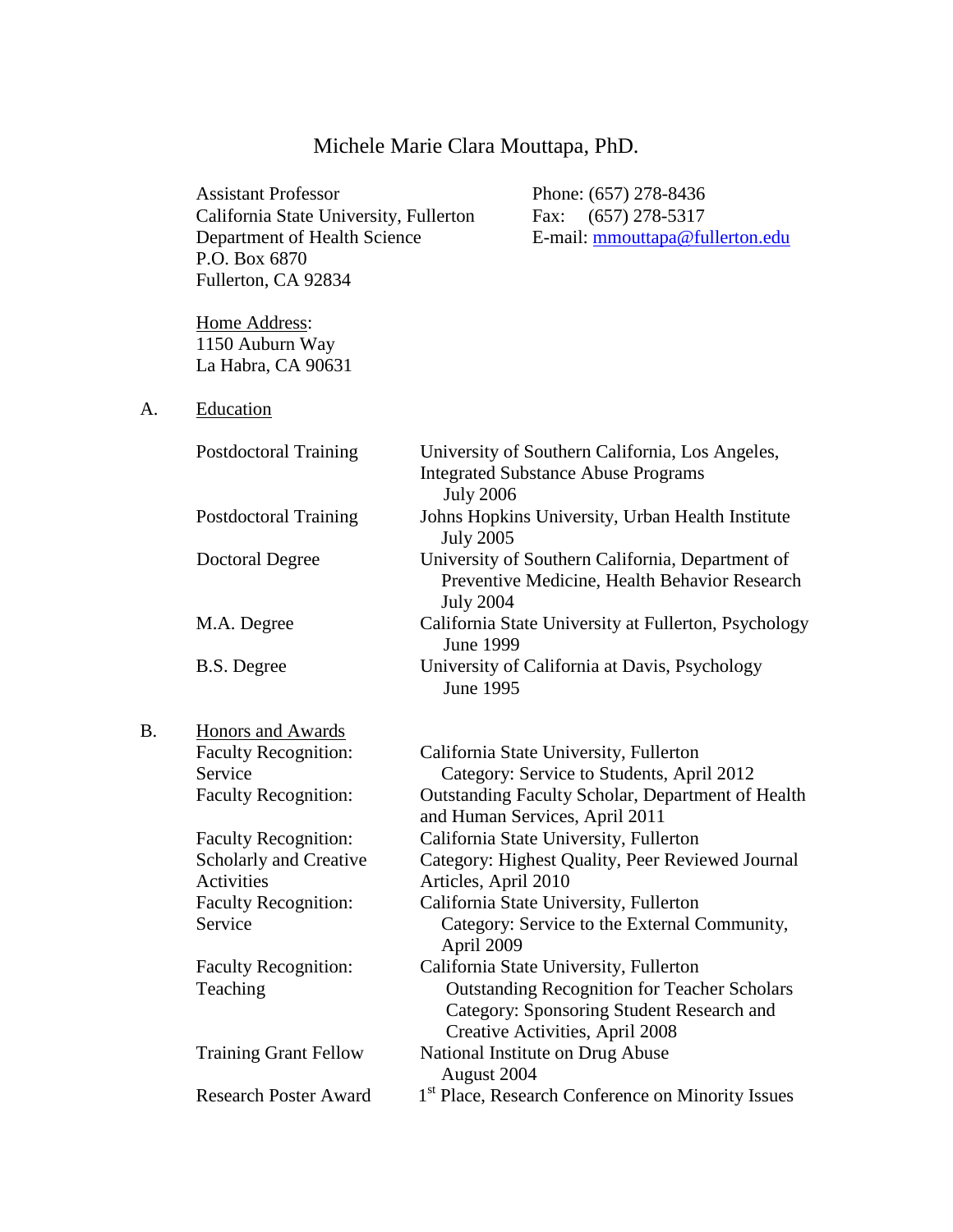# Michele Marie Clara Mouttapa, PhD.

Assistant Professor
California State University, Fullerton
Department of Health Science
P.O. Box 6870
Fullerton, CA 92834

Phone: (657) 278-8436
Fax: (657) 278-5317
E-mail: mmouttapa@fullerton.edu

Home Address:
1150 Auburn Way
La Habra, CA 90631

## A. Education

| | |
|---|---|
| Postdoctoral Training | University of Southern California, Los Angeles, Integrated Substance Abuse Programs July 2006 |
| Postdoctoral Training | Johns Hopkins University, Urban Health Institute July 2005 |
| Doctoral Degree | University of Southern California, Department of Preventive Medicine, Health Behavior Research July 2004 |
| M.A. Degree | California State University at Fullerton, Psychology June 1999 |
| B.S. Degree | University of California at Davis, Psychology June 1995 |

## B. Honors and Awards

| | |
|---|---|
| Faculty Recognition: Service | California State University, Fullerton Category: Service to Students, April 2012 |
| Faculty Recognition: | Outstanding Faculty Scholar, Department of Health and Human Services, April 2011 |
| Faculty Recognition: Scholarly and Creative Activities | California State University, Fullerton Category: Highest Quality, Peer Reviewed Journal Articles, April 2010 |
| Faculty Recognition: Service | California State University, Fullerton Category: Service to the External Community, April 2009 |
| Faculty Recognition: Teaching | California State University, Fullerton Outstanding Recognition for Teacher Scholars Category: Sponsoring Student Research and Creative Activities, April 2008 |
| Training Grant Fellow | National Institute on Drug Abuse August 2004 |
| Research Poster Award | 1st Place, Research Conference on Minority Issues |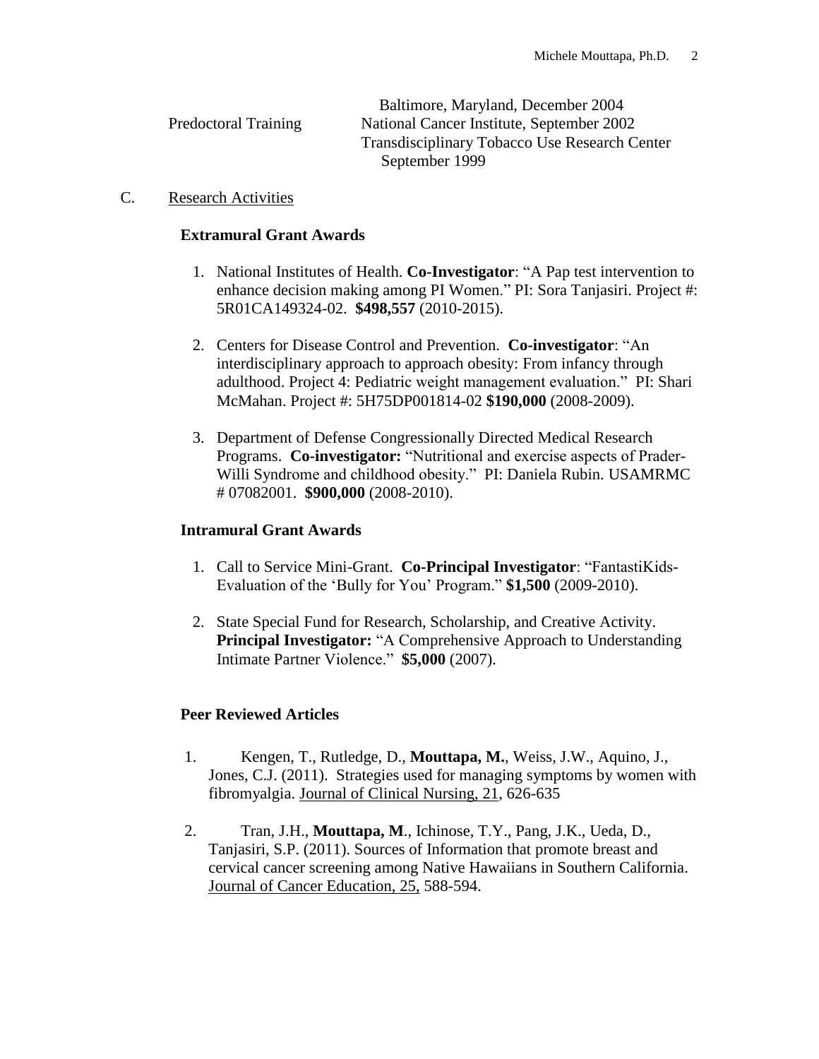Baltimore, Maryland, December 2004

Predoctoral Training — National Cancer Institute, September 2002
Transdisciplinary Tobacco Use Research Center September 1999

C. Research Activities

**Extramural Grant Awards**

1. National Institutes of Health. **Co-Investigator**: "A Pap test intervention to enhance decision making among PI Women." PI: Sora Tanjasiri. Project #: 5R01CA149324-02. **$498,557** (2010-2015).

2. Centers for Disease Control and Prevention. **Co-investigator**: "An interdisciplinary approach to approach obesity: From infancy through adulthood. Project 4: Pediatric weight management evaluation." PI: Shari McMahan. Project #: 5H75DP001814-02 **$190,000** (2008-2009).

3. Department of Defense Congressionally Directed Medical Research Programs. **Co-investigator:** "Nutritional and exercise aspects of Prader-Willi Syndrome and childhood obesity." PI: Daniela Rubin. USAMRMC # 07082001. **$900,000** (2008-2010).

**Intramural Grant Awards**

1. Call to Service Mini-Grant. **Co-Principal Investigator**: "FantastiKids-Evaluation of the 'Bully for You' Program." **$1,500** (2009-2010).

2. State Special Fund for Research, Scholarship, and Creative Activity. **Principal Investigator:** "A Comprehensive Approach to Understanding Intimate Partner Violence." **$5,000** (2007).

**Peer Reviewed Articles**

1. Kengen, T., Rutledge, D., **Mouttapa, M.**, Weiss, J.W., Aquino, J., Jones, C.J. (2011). Strategies used for managing symptoms by women with fibromyalgia. Journal of Clinical Nursing, 21, 626-635

2. Tran, J.H., **Mouttapa, M**., Ichinose, T.Y., Pang, J.K., Ueda, D., Tanjasiri, S.P. (2011). Sources of Information that promote breast and cervical cancer screening among Native Hawaiians in Southern California. Journal of Cancer Education, 25, 588-594.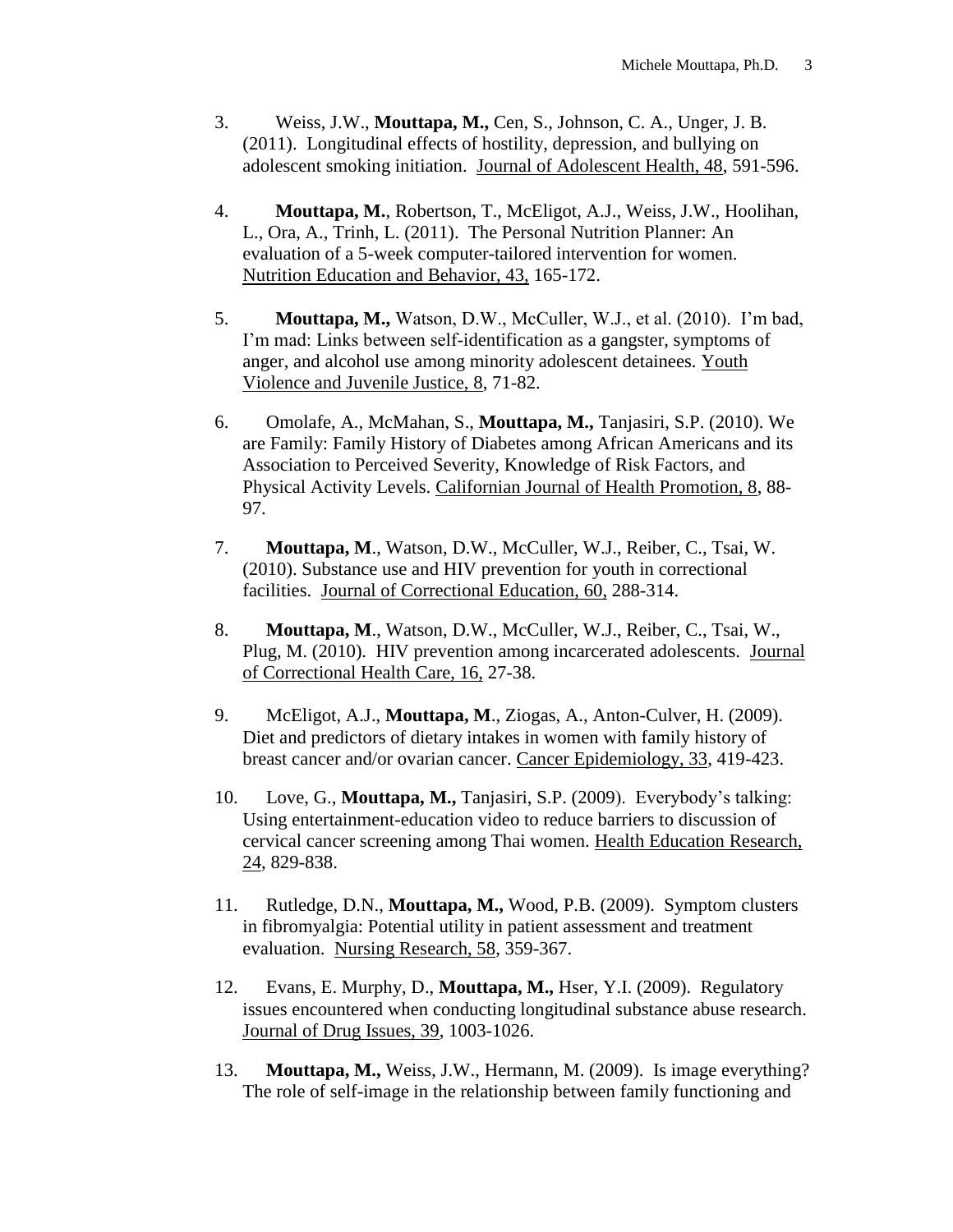3. Weiss, J.W., **Mouttapa, M.,** Cen, S., Johnson, C. A., Unger, J. B. (2011). Longitudinal effects of hostility, depression, and bullying on adolescent smoking initiation. Journal of Adolescent Health, 48, 591-596.

4. **Mouttapa, M.**, Robertson, T., McEligot, A.J., Weiss, J.W., Hoolihan, L., Ora, A., Trinh, L. (2011). The Personal Nutrition Planner: An evaluation of a 5-week computer-tailored intervention for women. Nutrition Education and Behavior, 43, 165-172.

5. **Mouttapa, M.,** Watson, D.W., McCuller, W.J., et al. (2010). I'm bad, I'm mad: Links between self-identification as a gangster, symptoms of anger, and alcohol use among minority adolescent detainees. Youth Violence and Juvenile Justice, 8, 71-82.

6. Omolafe, A., McMahan, S., **Mouttapa, M.,** Tanjasiri, S.P. (2010). We are Family: Family History of Diabetes among African Americans and its Association to Perceived Severity, Knowledge of Risk Factors, and Physical Activity Levels. Californian Journal of Health Promotion, 8, 88-97.

7. **Mouttapa, M**., Watson, D.W., McCuller, W.J., Reiber, C., Tsai, W. (2010). Substance use and HIV prevention for youth in correctional facilities. Journal of Correctional Education, 60, 288-314.

8. **Mouttapa, M**., Watson, D.W., McCuller, W.J., Reiber, C., Tsai, W., Plug, M. (2010). HIV prevention among incarcerated adolescents. Journal of Correctional Health Care, 16, 27-38.

9. McEligot, A.J., **Mouttapa, M**., Ziogas, A., Anton-Culver, H. (2009). Diet and predictors of dietary intakes in women with family history of breast cancer and/or ovarian cancer. Cancer Epidemiology, 33, 419-423.

10. Love, G., **Mouttapa, M.,** Tanjasiri, S.P. (2009). Everybody's talking: Using entertainment-education video to reduce barriers to discussion of cervical cancer screening among Thai women. Health Education Research, 24, 829-838.

11. Rutledge, D.N., **Mouttapa, M.,** Wood, P.B. (2009). Symptom clusters in fibromyalgia: Potential utility in patient assessment and treatment evaluation. Nursing Research, 58, 359-367.

12. Evans, E. Murphy, D., **Mouttapa, M.,** Hser, Y.I. (2009). Regulatory issues encountered when conducting longitudinal substance abuse research. Journal of Drug Issues, 39, 1003-1026.

13. **Mouttapa, M.,** Weiss, J.W., Hermann, M. (2009). Is image everything? The role of self-image in the relationship between family functioning and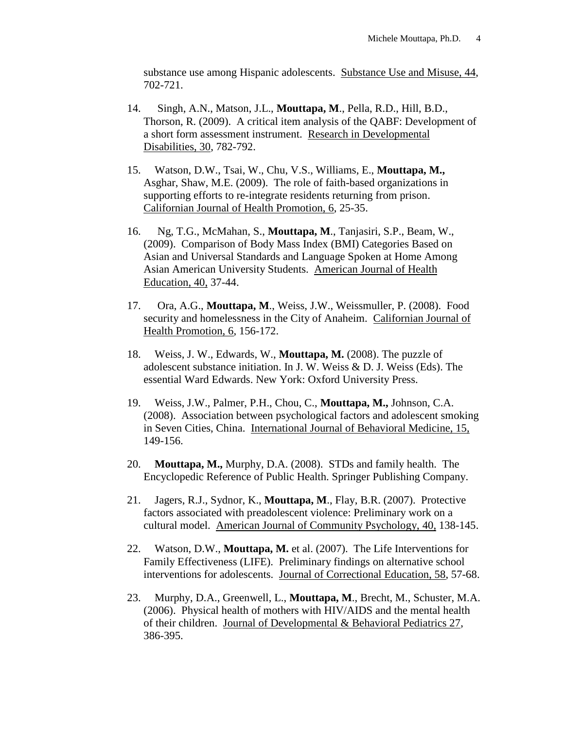substance use among Hispanic adolescents. Substance Use and Misuse, 44, 702-721.

14. Singh, A.N., Matson, J.L., **Mouttapa, M**., Pella, R.D., Hill, B.D., Thorson, R. (2009). A critical item analysis of the QABF: Development of a short form assessment instrument. Research in Developmental Disabilities, 30, 782-792.

15. Watson, D.W., Tsai, W., Chu, V.S., Williams, E., **Mouttapa, M.,** Asghar, Shaw, M.E. (2009). The role of faith-based organizations in supporting efforts to re-integrate residents returning from prison. Californian Journal of Health Promotion, 6, 25-35.

16. Ng, T.G., McMahan, S., **Mouttapa, M**., Tanjasiri, S.P., Beam, W., (2009). Comparison of Body Mass Index (BMI) Categories Based on Asian and Universal Standards and Language Spoken at Home Among Asian American University Students. American Journal of Health Education, 40, 37-44.

17. Ora, A.G., **Mouttapa, M**., Weiss, J.W., Weissmuller, P. (2008). Food security and homelessness in the City of Anaheim. Californian Journal of Health Promotion, 6, 156-172.

18. Weiss, J. W., Edwards, W., **Mouttapa, M.** (2008). The puzzle of adolescent substance initiation. In J. W. Weiss & D. J. Weiss (Eds). The essential Ward Edwards. New York: Oxford University Press.

19. Weiss, J.W., Palmer, P.H., Chou, C., **Mouttapa, M.,** Johnson, C.A. (2008). Association between psychological factors and adolescent smoking in Seven Cities, China. International Journal of Behavioral Medicine, 15, 149-156.

20. **Mouttapa, M.,** Murphy, D.A. (2008). STDs and family health. The Encyclopedic Reference of Public Health. Springer Publishing Company.

21. Jagers, R.J., Sydnor, K., **Mouttapa, M**., Flay, B.R. (2007). Protective factors associated with preadolescent violence: Preliminary work on a cultural model. American Journal of Community Psychology, 40, 138-145.

22. Watson, D.W., **Mouttapa, M.** et al. (2007). The Life Interventions for Family Effectiveness (LIFE). Preliminary findings on alternative school interventions for adolescents. Journal of Correctional Education, 58, 57-68.

23. Murphy, D.A., Greenwell, L., **Mouttapa, M**., Brecht, M., Schuster, M.A. (2006). Physical health of mothers with HIV/AIDS and the mental health of their children. Journal of Developmental & Behavioral Pediatrics 27, 386-395.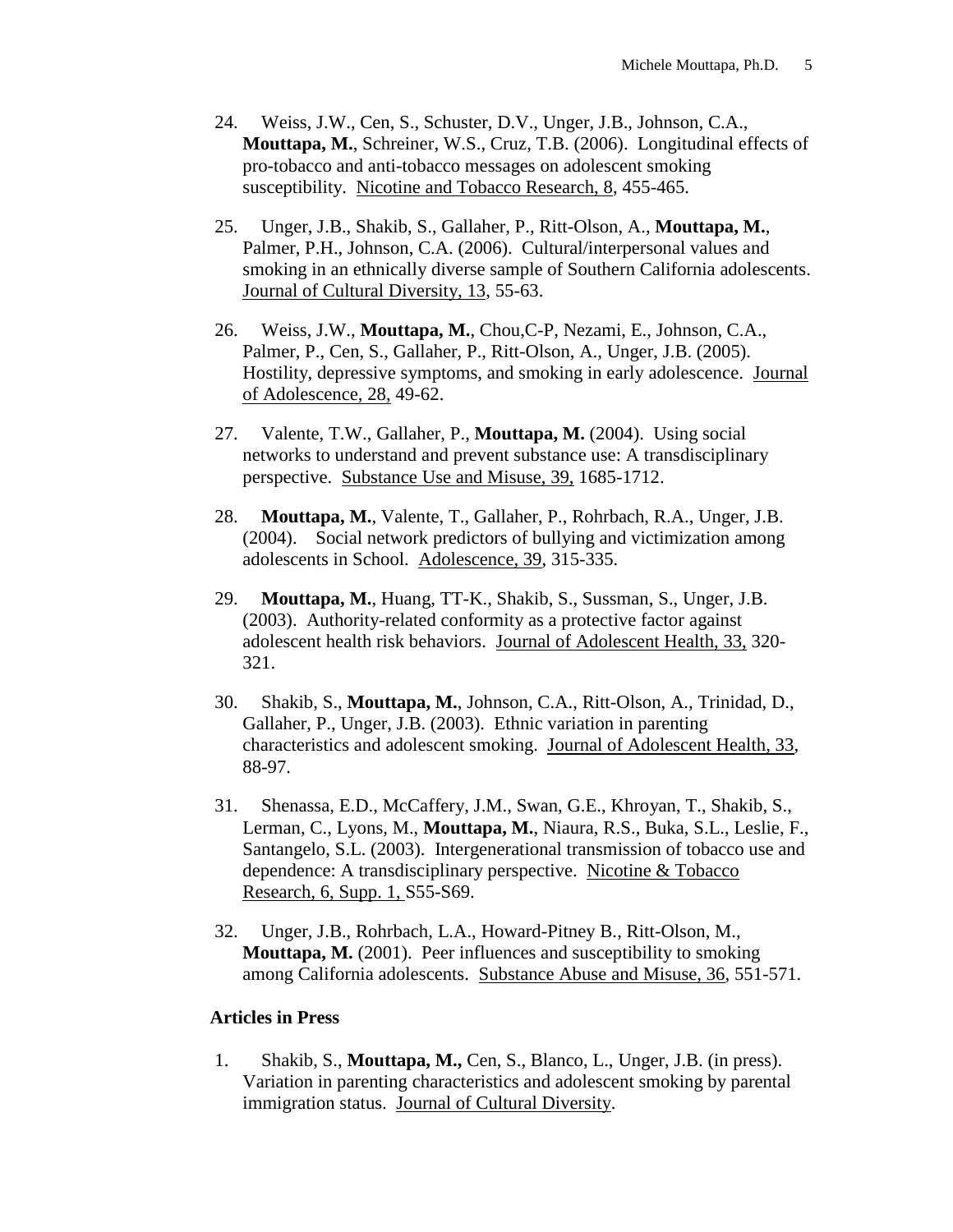24. Weiss, J.W., Cen, S., Schuster, D.V., Unger, J.B., Johnson, C.A., **Mouttapa, M.**, Schreiner, W.S., Cruz, T.B. (2006). Longitudinal effects of pro-tobacco and anti-tobacco messages on adolescent smoking susceptibility. Nicotine and Tobacco Research, 8, 455-465.

25. Unger, J.B., Shakib, S., Gallaher, P., Ritt-Olson, A., **Mouttapa, M.**, Palmer, P.H., Johnson, C.A. (2006). Cultural/interpersonal values and smoking in an ethnically diverse sample of Southern California adolescents. Journal of Cultural Diversity, 13, 55-63.

26. Weiss, J.W., **Mouttapa, M.**, Chou,C-P, Nezami, E., Johnson, C.A., Palmer, P., Cen, S., Gallaher, P., Ritt-Olson, A., Unger, J.B. (2005). Hostility, depressive symptoms, and smoking in early adolescence. Journal of Adolescence, 28, 49-62.

27. Valente, T.W., Gallaher, P., **Mouttapa, M.** (2004). Using social networks to understand and prevent substance use: A transdisciplinary perspective. Substance Use and Misuse, 39, 1685-1712.

28. **Mouttapa, M.**, Valente, T., Gallaher, P., Rohrbach, R.A., Unger, J.B. (2004). Social network predictors of bullying and victimization among adolescents in School. Adolescence, 39, 315-335.

29. **Mouttapa, M.**, Huang, TT-K., Shakib, S., Sussman, S., Unger, J.B. (2003). Authority-related conformity as a protective factor against adolescent health risk behaviors. Journal of Adolescent Health, 33, 320-321.

30. Shakib, S., **Mouttapa, M.**, Johnson, C.A., Ritt-Olson, A., Trinidad, D., Gallaher, P., Unger, J.B. (2003). Ethnic variation in parenting characteristics and adolescent smoking. Journal of Adolescent Health, 33, 88-97.

31. Shenassa, E.D., McCaffery, J.M., Swan, G.E., Khroyan, T., Shakib, S., Lerman, C., Lyons, M., **Mouttapa, M.**, Niaura, R.S., Buka, S.L., Leslie, F., Santangelo, S.L. (2003). Intergenerational transmission of tobacco use and dependence: A transdisciplinary perspective. Nicotine & Tobacco Research, 6, Supp. 1, S55-S69.

32. Unger, J.B., Rohrbach, L.A., Howard-Pitney B., Ritt-Olson, M., **Mouttapa, M.** (2001). Peer influences and susceptibility to smoking among California adolescents. Substance Abuse and Misuse, 36, 551-571.

**Articles in Press**

1. Shakib, S., **Mouttapa, M.,** Cen, S., Blanco, L., Unger, J.B. (in press). Variation in parenting characteristics and adolescent smoking by parental immigration status. Journal of Cultural Diversity.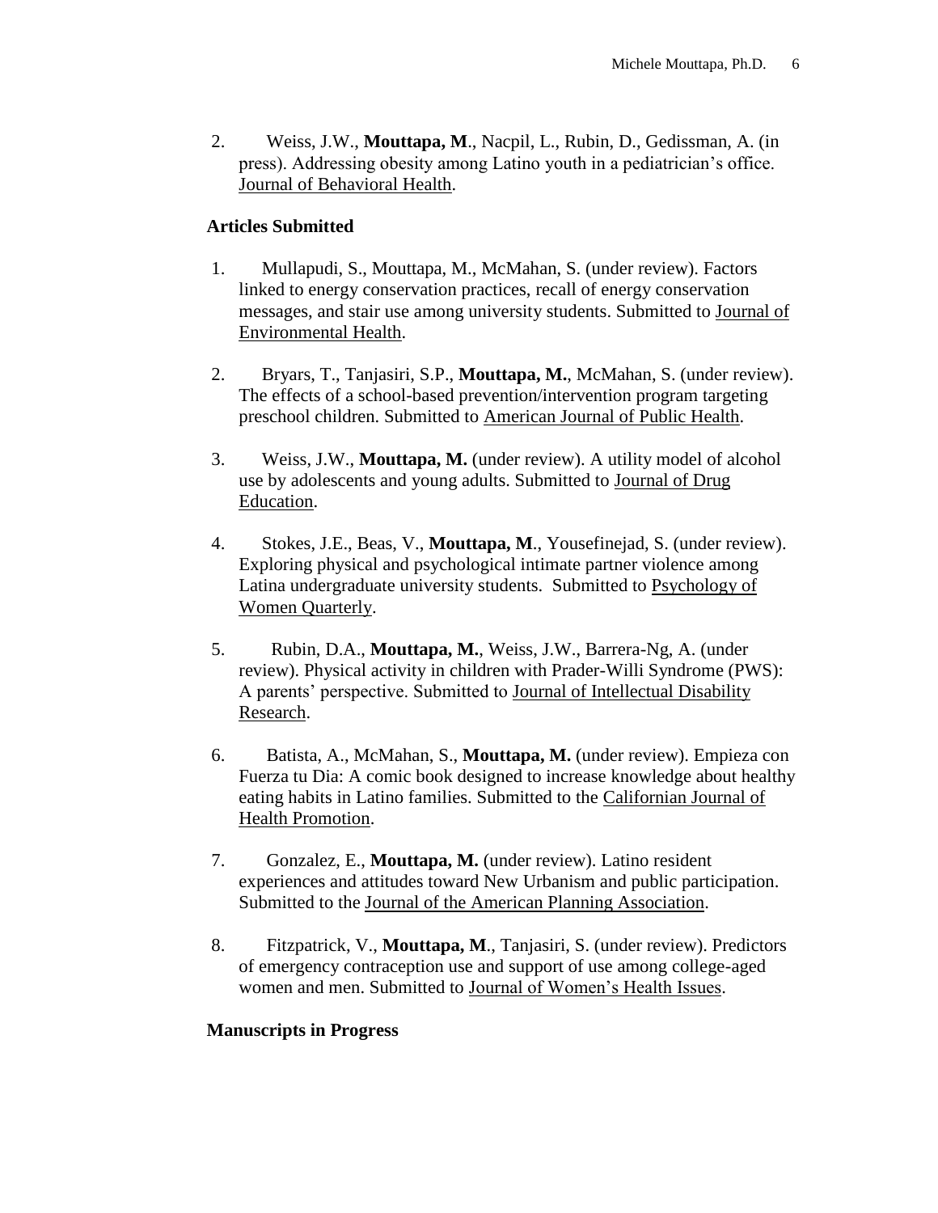2. Weiss, J.W., **Mouttapa, M**., Nacpil, L., Rubin, D., Gedissman, A. (in press). Addressing obesity among Latino youth in a pediatrician's office. Journal of Behavioral Health.

### Articles Submitted

1. Mullapudi, S., Mouttapa, M., McMahan, S. (under review). Factors linked to energy conservation practices, recall of energy conservation messages, and stair use among university students. Submitted to Journal of Environmental Health.

2. Bryars, T., Tanjasiri, S.P., **Mouttapa, M.**, McMahan, S. (under review). The effects of a school-based prevention/intervention program targeting preschool children. Submitted to American Journal of Public Health.

3. Weiss, J.W., **Mouttapa, M.** (under review). A utility model of alcohol use by adolescents and young adults. Submitted to Journal of Drug Education.

4. Stokes, J.E., Beas, V., **Mouttapa, M**., Yousefinejad, S. (under review). Exploring physical and psychological intimate partner violence among Latina undergraduate university students. Submitted to Psychology of Women Quarterly.

5. Rubin, D.A., **Mouttapa, M.**, Weiss, J.W., Barrera-Ng, A. (under review). Physical activity in children with Prader-Willi Syndrome (PWS): A parents' perspective. Submitted to Journal of Intellectual Disability Research.

6. Batista, A., McMahan, S., **Mouttapa, M.** (under review). Empieza con Fuerza tu Dia: A comic book designed to increase knowledge about healthy eating habits in Latino families. Submitted to the Californian Journal of Health Promotion.

7. Gonzalez, E., **Mouttapa, M.** (under review). Latino resident experiences and attitudes toward New Urbanism and public participation. Submitted to the Journal of the American Planning Association.

8. Fitzpatrick, V., **Mouttapa, M**., Tanjasiri, S. (under review). Predictors of emergency contraception use and support of use among college-aged women and men. Submitted to Journal of Women's Health Issues.

### Manuscripts in Progress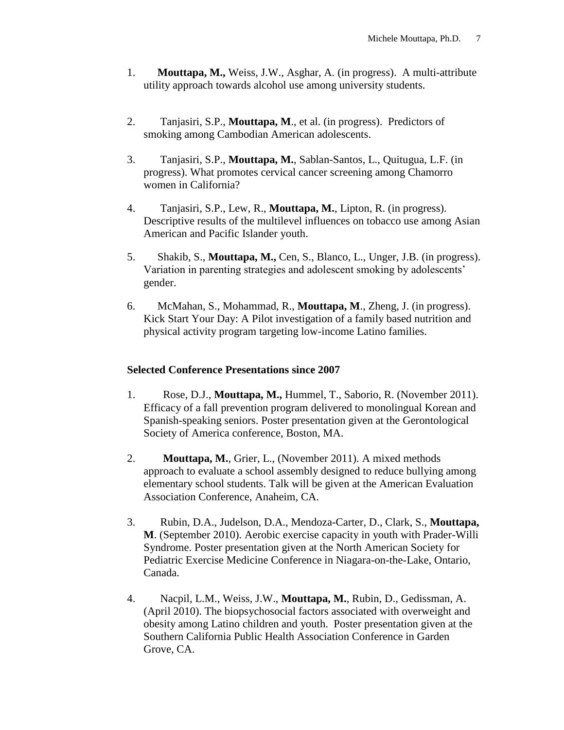1. **Mouttapa, M.,** Weiss, J.W., Asghar, A. (in progress). A multi-attribute utility approach towards alcohol use among university students.

2. Tanjasiri, S.P., **Mouttapa, M**., et al. (in progress). Predictors of smoking among Cambodian American adolescents.

3. Tanjasiri, S.P., **Mouttapa, M.**, Sablan-Santos, L., Quitugua, L.F. (in progress). What promotes cervical cancer screening among Chamorro women in California?

4. Tanjasiri, S.P., Lew, R., **Mouttapa, M.**, Lipton, R. (in progress). Descriptive results of the multilevel influences on tobacco use among Asian American and Pacific Islander youth.

5. Shakib, S., **Mouttapa, M.,** Cen, S., Blanco, L., Unger, J.B. (in progress). Variation in parenting strategies and adolescent smoking by adolescents' gender.

6. McMahan, S., Mohammad, R., **Mouttapa, M**., Zheng, J. (in progress). Kick Start Your Day: A Pilot investigation of a family based nutrition and physical activity program targeting low-income Latino families.

**Selected Conference Presentations since 2007**

1. Rose, D.J., **Mouttapa, M.,** Hummel, T., Saborio, R. (November 2011). Efficacy of a fall prevention program delivered to monolingual Korean and Spanish-speaking seniors. Poster presentation given at the Gerontological Society of America conference, Boston, MA.

2. **Mouttapa, M.**, Grier, L., (November 2011). A mixed methods approach to evaluate a school assembly designed to reduce bullying among elementary school students. Talk will be given at the American Evaluation Association Conference, Anaheim, CA.

3. Rubin, D.A., Judelson, D.A., Mendoza-Carter, D., Clark, S., **Mouttapa, M**. (September 2010). Aerobic exercise capacity in youth with Prader-Willi Syndrome. Poster presentation given at the North American Society for Pediatric Exercise Medicine Conference in Niagara-on-the-Lake, Ontario, Canada.

4. Nacpil, L.M., Weiss, J.W., **Mouttapa, M.**, Rubin, D., Gedissman, A. (April 2010). The biopsychosocial factors associated with overweight and obesity among Latino children and youth. Poster presentation given at the Southern California Public Health Association Conference in Garden Grove, CA.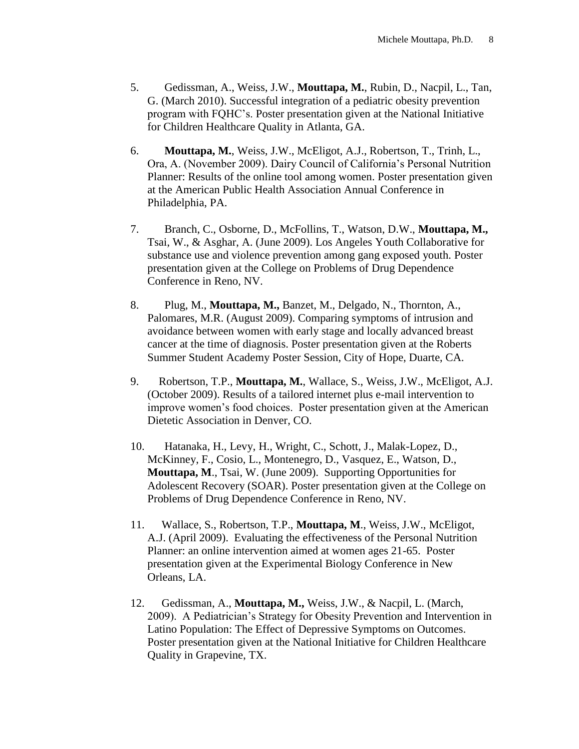5. Gedissman, A., Weiss, J.W., **Mouttapa, M.**, Rubin, D., Nacpil, L., Tan, G. (March 2010). Successful integration of a pediatric obesity prevention program with FQHC's. Poster presentation given at the National Initiative for Children Healthcare Quality in Atlanta, GA.

6. **Mouttapa, M.**, Weiss, J.W., McEligot, A.J., Robertson, T., Trinh, L., Ora, A. (November 2009). Dairy Council of California's Personal Nutrition Planner: Results of the online tool among women. Poster presentation given at the American Public Health Association Annual Conference in Philadelphia, PA.

7. Branch, C., Osborne, D., McFollins, T., Watson, D.W., **Mouttapa, M.,** Tsai, W., & Asghar, A. (June 2009). Los Angeles Youth Collaborative for substance use and violence prevention among gang exposed youth. Poster presentation given at the College on Problems of Drug Dependence Conference in Reno, NV.

8. Plug, M., **Mouttapa, M.,** Banzet, M., Delgado, N., Thornton, A., Palomares, M.R. (August 2009). Comparing symptoms of intrusion and avoidance between women with early stage and locally advanced breast cancer at the time of diagnosis. Poster presentation given at the Roberts Summer Student Academy Poster Session, City of Hope, Duarte, CA.

9. Robertson, T.P., **Mouttapa, M.**, Wallace, S., Weiss, J.W., McEligot, A.J. (October 2009). Results of a tailored internet plus e-mail intervention to improve women's food choices. Poster presentation given at the American Dietetic Association in Denver, CO.

10. Hatanaka, H., Levy, H., Wright, C., Schott, J., Malak-Lopez, D., McKinney, F., Cosio, L., Montenegro, D., Vasquez, E., Watson, D., **Mouttapa, M**., Tsai, W. (June 2009). Supporting Opportunities for Adolescent Recovery (SOAR). Poster presentation given at the College on Problems of Drug Dependence Conference in Reno, NV.

11. Wallace, S., Robertson, T.P., **Mouttapa, M**., Weiss, J.W., McEligot, A.J. (April 2009). Evaluating the effectiveness of the Personal Nutrition Planner: an online intervention aimed at women ages 21-65. Poster presentation given at the Experimental Biology Conference in New Orleans, LA.

12. Gedissman, A., **Mouttapa, M.,** Weiss, J.W., & Nacpil, L. (March, 2009). A Pediatrician's Strategy for Obesity Prevention and Intervention in Latino Population: The Effect of Depressive Symptoms on Outcomes. Poster presentation given at the National Initiative for Children Healthcare Quality in Grapevine, TX.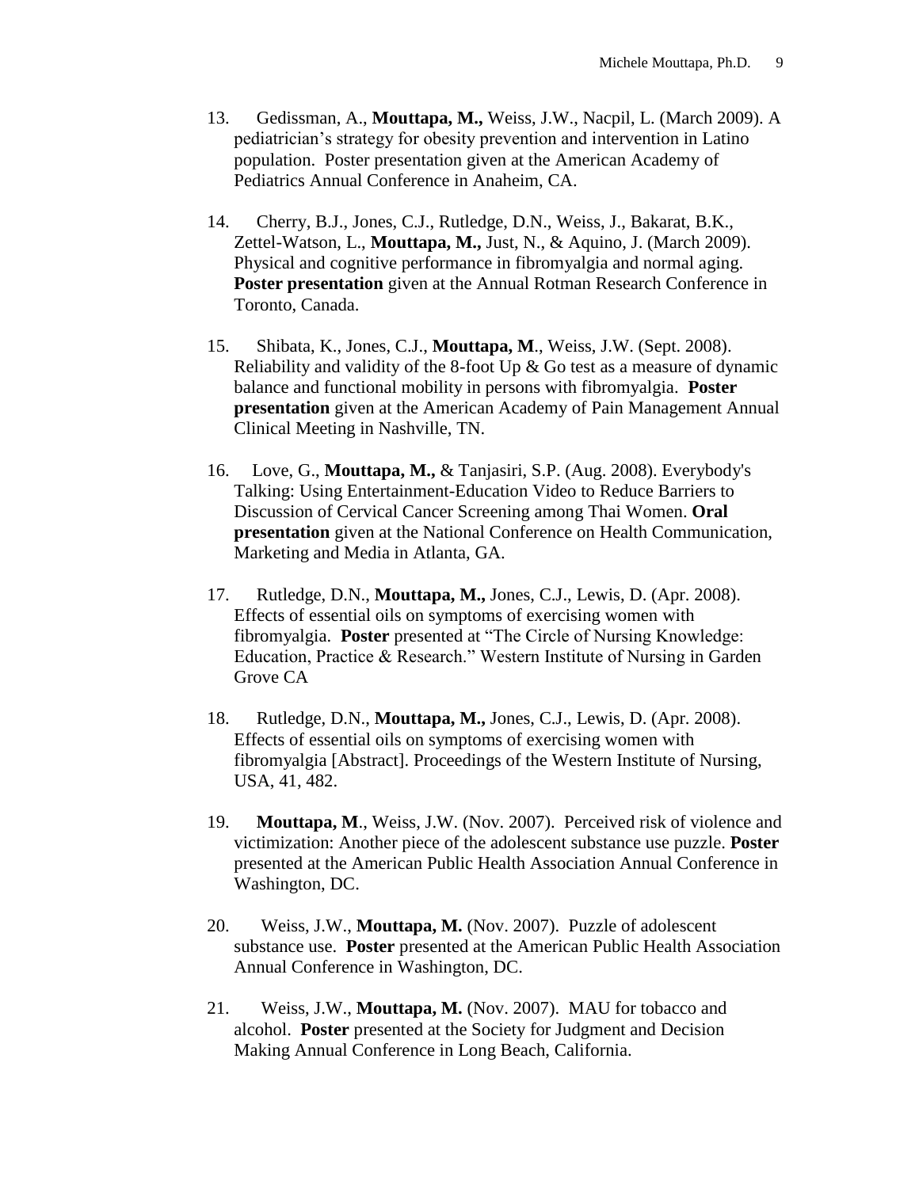13. Gedissman, A., **Mouttapa, M.,** Weiss, J.W., Nacpil, L. (March 2009). A pediatrician's strategy for obesity prevention and intervention in Latino population. Poster presentation given at the American Academy of Pediatrics Annual Conference in Anaheim, CA.

14. Cherry, B.J., Jones, C.J., Rutledge, D.N., Weiss, J., Bakarat, B.K., Zettel-Watson, L., **Mouttapa, M.,** Just, N., & Aquino, J. (March 2009). Physical and cognitive performance in fibromyalgia and normal aging. **Poster presentation** given at the Annual Rotman Research Conference in Toronto, Canada.

15. Shibata, K., Jones, C.J., **Mouttapa, M**., Weiss, J.W. (Sept. 2008). Reliability and validity of the 8-foot Up & Go test as a measure of dynamic balance and functional mobility in persons with fibromyalgia. **Poster presentation** given at the American Academy of Pain Management Annual Clinical Meeting in Nashville, TN.

16. Love, G., **Mouttapa, M.,** & Tanjasiri, S.P. (Aug. 2008). Everybody's Talking: Using Entertainment-Education Video to Reduce Barriers to Discussion of Cervical Cancer Screening among Thai Women. **Oral presentation** given at the National Conference on Health Communication, Marketing and Media in Atlanta, GA.

17. Rutledge, D.N., **Mouttapa, M.,** Jones, C.J., Lewis, D. (Apr. 2008). Effects of essential oils on symptoms of exercising women with fibromyalgia. **Poster** presented at "The Circle of Nursing Knowledge: Education, Practice & Research." Western Institute of Nursing in Garden Grove CA

18. Rutledge, D.N., **Mouttapa, M.,** Jones, C.J., Lewis, D. (Apr. 2008). Effects of essential oils on symptoms of exercising women with fibromyalgia [Abstract]. Proceedings of the Western Institute of Nursing, USA, 41, 482.

19. **Mouttapa, M**., Weiss, J.W. (Nov. 2007). Perceived risk of violence and victimization: Another piece of the adolescent substance use puzzle. **Poster** presented at the American Public Health Association Annual Conference in Washington, DC.

20. Weiss, J.W., **Mouttapa, M.** (Nov. 2007). Puzzle of adolescent substance use. **Poster** presented at the American Public Health Association Annual Conference in Washington, DC.

21. Weiss, J.W., **Mouttapa, M.** (Nov. 2007). MAU for tobacco and alcohol. **Poster** presented at the Society for Judgment and Decision Making Annual Conference in Long Beach, California.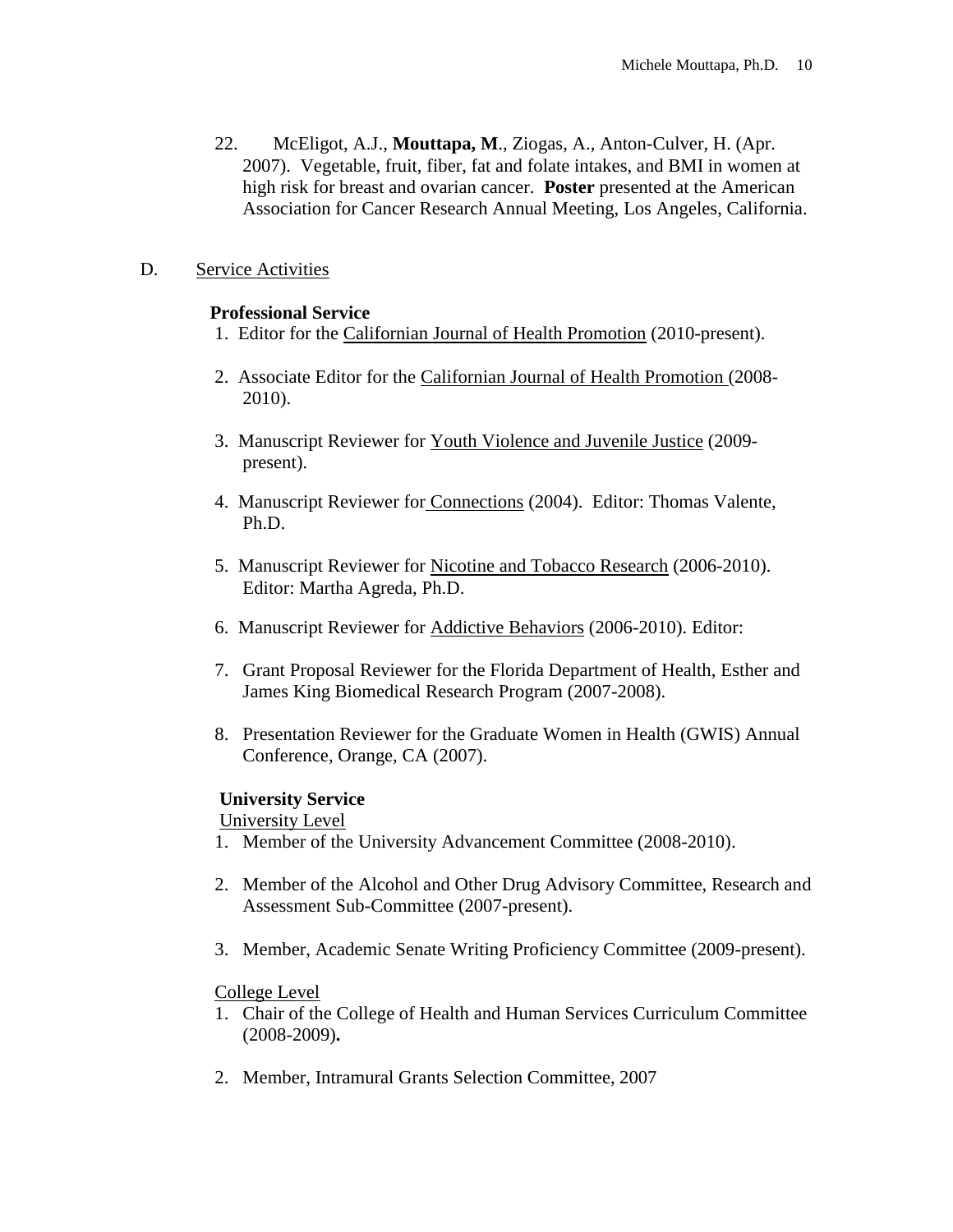22. McEligot, A.J., **Mouttapa, M**., Ziogas, A., Anton-Culver, H. (Apr. 2007). Vegetable, fruit, fiber, fat and folate intakes, and BMI in women at high risk for breast and ovarian cancer. **Poster** presented at the American Association for Cancer Research Annual Meeting, Los Angeles, California.

D. Service Activities

**Professional Service**

1. Editor for the Californian Journal of Health Promotion (2010-present).

2. Associate Editor for the Californian Journal of Health Promotion (2008-2010).

3. Manuscript Reviewer for Youth Violence and Juvenile Justice (2009-present).

4. Manuscript Reviewer for Connections (2004). Editor: Thomas Valente, Ph.D.

5. Manuscript Reviewer for Nicotine and Tobacco Research (2006-2010). Editor: Martha Agreda, Ph.D.

6. Manuscript Reviewer for Addictive Behaviors (2006-2010). Editor:

7. Grant Proposal Reviewer for the Florida Department of Health, Esther and James King Biomedical Research Program (2007-2008).

8. Presentation Reviewer for the Graduate Women in Health (GWIS) Annual Conference, Orange, CA (2007).

**University Service**

University Level

1. Member of the University Advancement Committee (2008-2010).

2. Member of the Alcohol and Other Drug Advisory Committee, Research and Assessment Sub-Committee (2007-present).

3. Member, Academic Senate Writing Proficiency Committee (2009-present).

College Level

1. Chair of the College of Health and Human Services Curriculum Committee (2008-2009).

2. Member, Intramural Grants Selection Committee, 2007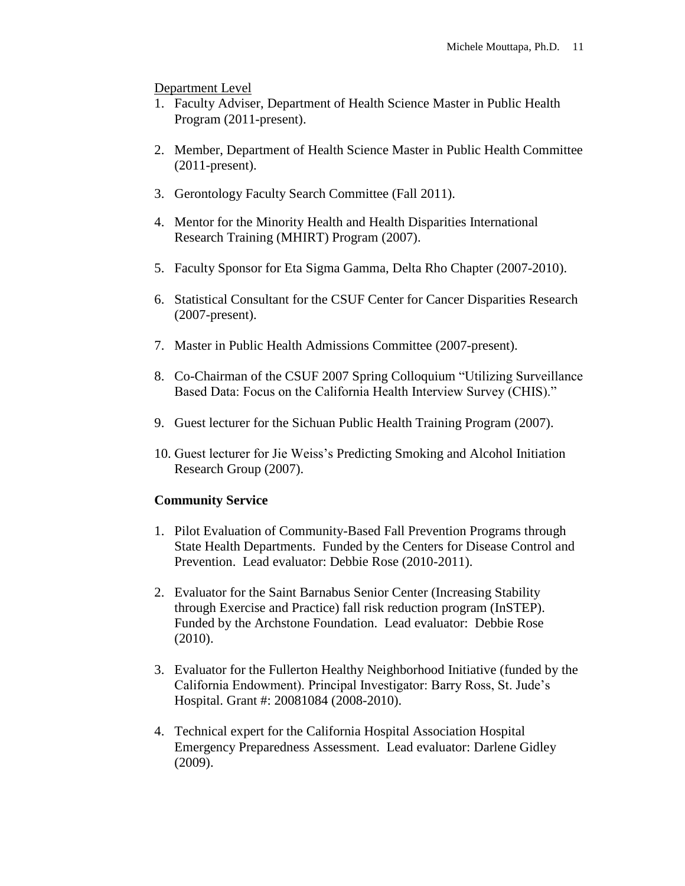Department Level

1. Faculty Adviser, Department of Health Science Master in Public Health Program (2011-present).

2. Member, Department of Health Science Master in Public Health Committee (2011-present).

3. Gerontology Faculty Search Committee (Fall 2011).

4. Mentor for the Minority Health and Health Disparities International Research Training (MHIRT) Program (2007).

5. Faculty Sponsor for Eta Sigma Gamma, Delta Rho Chapter (2007-2010).

6. Statistical Consultant for the CSUF Center for Cancer Disparities Research (2007-present).

7. Master in Public Health Admissions Committee (2007-present).

8. Co-Chairman of the CSUF 2007 Spring Colloquium "Utilizing Surveillance Based Data: Focus on the California Health Interview Survey (CHIS)."

9. Guest lecturer for the Sichuan Public Health Training Program (2007).

10. Guest lecturer for Jie Weiss's Predicting Smoking and Alcohol Initiation Research Group (2007).

**Community Service**

1. Pilot Evaluation of Community-Based Fall Prevention Programs through State Health Departments. Funded by the Centers for Disease Control and Prevention. Lead evaluator: Debbie Rose (2010-2011).

2. Evaluator for the Saint Barnabus Senior Center (Increasing Stability through Exercise and Practice) fall risk reduction program (InSTEP). Funded by the Archstone Foundation. Lead evaluator: Debbie Rose (2010).

3. Evaluator for the Fullerton Healthy Neighborhood Initiative (funded by the California Endowment). Principal Investigator: Barry Ross, St. Jude's Hospital. Grant #: 20081084 (2008-2010).

4. Technical expert for the California Hospital Association Hospital Emergency Preparedness Assessment. Lead evaluator: Darlene Gidley (2009).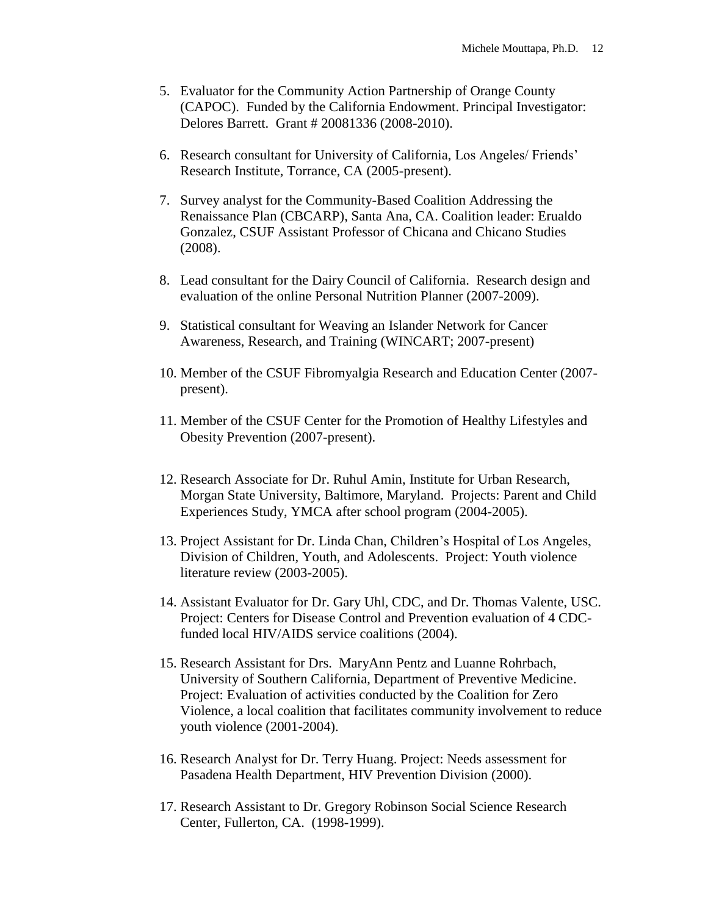5. Evaluator for the Community Action Partnership of Orange County (CAPOC). Funded by the California Endowment. Principal Investigator: Delores Barrett. Grant # 20081336 (2008-2010).

6. Research consultant for University of California, Los Angeles/ Friends' Research Institute, Torrance, CA (2005-present).

7. Survey analyst for the Community-Based Coalition Addressing the Renaissance Plan (CBCARP), Santa Ana, CA. Coalition leader: Erualdo Gonzalez, CSUF Assistant Professor of Chicana and Chicano Studies (2008).

8. Lead consultant for the Dairy Council of California. Research design and evaluation of the online Personal Nutrition Planner (2007-2009).

9. Statistical consultant for Weaving an Islander Network for Cancer Awareness, Research, and Training (WINCART; 2007-present)

10. Member of the CSUF Fibromyalgia Research and Education Center (2007-present).

11. Member of the CSUF Center for the Promotion of Healthy Lifestyles and Obesity Prevention (2007-present).

12. Research Associate for Dr. Ruhul Amin, Institute for Urban Research, Morgan State University, Baltimore, Maryland. Projects: Parent and Child Experiences Study, YMCA after school program (2004-2005).

13. Project Assistant for Dr. Linda Chan, Children's Hospital of Los Angeles, Division of Children, Youth, and Adolescents. Project: Youth violence literature review (2003-2005).

14. Assistant Evaluator for Dr. Gary Uhl, CDC, and Dr. Thomas Valente, USC. Project: Centers for Disease Control and Prevention evaluation of 4 CDC-funded local HIV/AIDS service coalitions (2004).

15. Research Assistant for Drs. MaryAnn Pentz and Luanne Rohrbach, University of Southern California, Department of Preventive Medicine. Project: Evaluation of activities conducted by the Coalition for Zero Violence, a local coalition that facilitates community involvement to reduce youth violence (2001-2004).

16. Research Analyst for Dr. Terry Huang. Project: Needs assessment for Pasadena Health Department, HIV Prevention Division (2000).

17. Research Assistant to Dr. Gregory Robinson Social Science Research Center, Fullerton, CA. (1998-1999).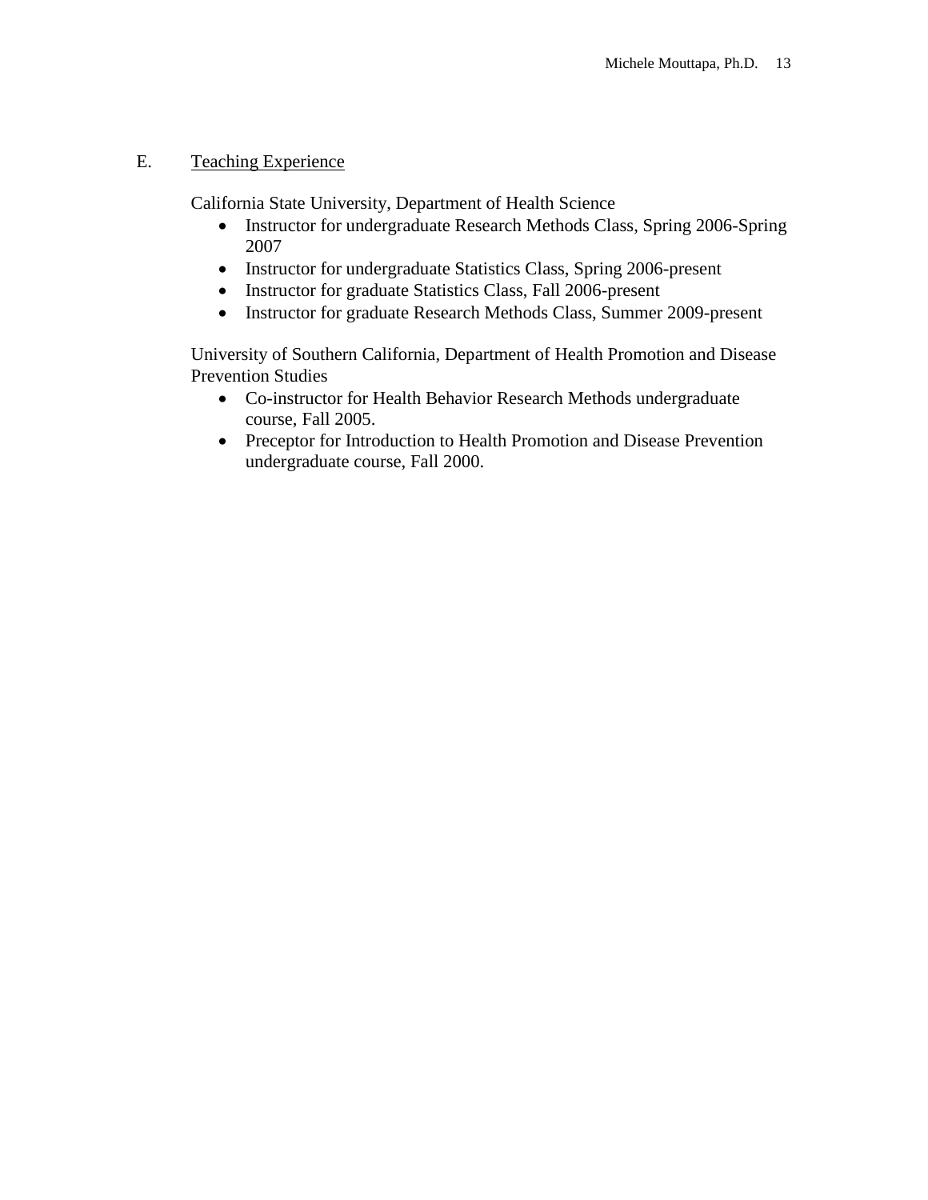## E. Teaching Experience

California State University, Department of Health Science

- Instructor for undergraduate Research Methods Class, Spring 2006-Spring 2007
- Instructor for undergraduate Statistics Class, Spring 2006-present
- Instructor for graduate Statistics Class, Fall 2006-present
- Instructor for graduate Research Methods Class, Summer 2009-present

University of Southern California, Department of Health Promotion and Disease Prevention Studies

- Co-instructor for Health Behavior Research Methods undergraduate course, Fall 2005.
- Preceptor for Introduction to Health Promotion and Disease Prevention undergraduate course, Fall 2000.